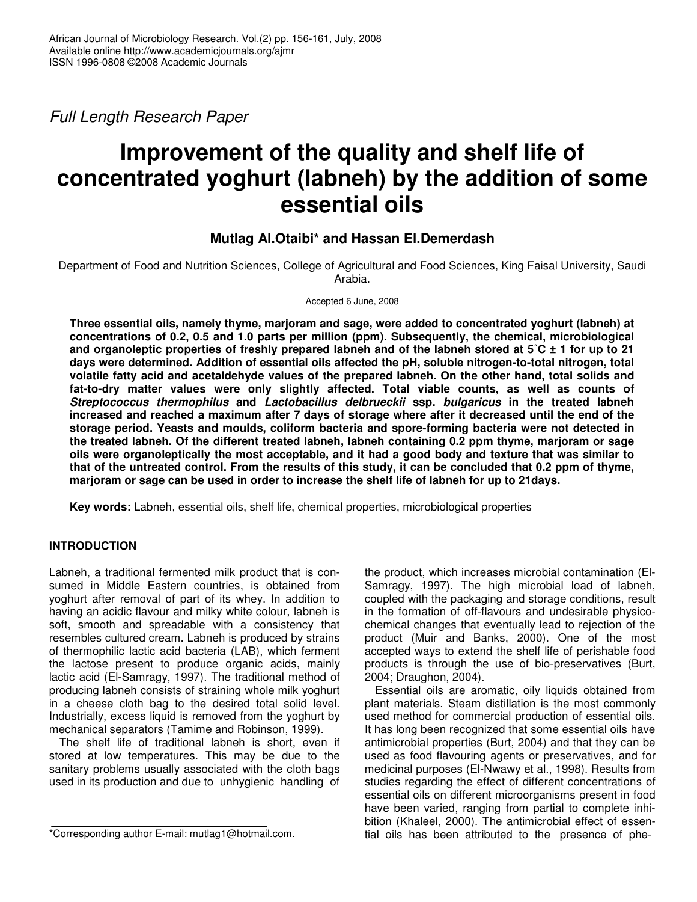*Full Length Research Paper*

# Improvement of the quality and shelf life of concentrated yoghurt (labneh) by the addition of some essential oils

**Mutlag Al.Otaibi* and Hassan El.Demerdash**

Department of Food and Nutrition Sciences, College of Agricultural and Food Sciences, King Faisal University, Saudi Arabia.

Accepted 6 June, 2008

**Three essential oils, namely thyme, marjoram and sage, were added to concentrated yoghurt (labneh) at concentrations of 0.2, 0.5 and 1.0 parts per million (ppm). Subsequently, the chemical, microbiological and organoleptic properties of freshly prepared labneh and of the labneh stored at 5˚C ± 1 for up to 21 days were determined. Addition of essential oils affected the pH, soluble nitrogen-to-total nitrogen, total volatile fatty acid and acetaldehyde values of the prepared labneh. On the other hand, total solids and fat-to-dry matter values were only slightly affected. Total viable counts, as well as counts of *Streptococcus thermophilus* and *Lactobacillus delbrueckii* ssp. *bulgaricus* in the treated labneh increased and reached a maximum after 7 days of storage where after it decreased until the end of the storage period. Yeasts and moulds, coliform bacteria and spore-forming bacteria were not detected in the treated labneh. Of the different treated labneh, labneh containing 0.2 ppm thyme, marjoram or sage oils were organoleptically the most acceptable, and it had a good body and texture that was similar to that of the untreated control. From the results of this study, it can be concluded that 0.2 ppm of thyme, marjoram or sage can be used in order to increase the shelf life of labneh for up to 21days.**

**Key words:** Labneh, essential oils, shelf life, chemical properties, microbiological properties

## INTRODUCTION

Labneh, a traditional fermented milk product that is consumed in Middle Eastern countries, is obtained from yoghurt after removal of part of its whey. In addition to having an acidic flavour and milky white colour, labneh is soft, smooth and spreadable with a consistency that resembles cultured cream. Labneh is produced by strains of thermophilic lactic acid bacteria (LAB), which ferment the lactose present to produce organic acids, mainly lactic acid (El-Samragy, 1997). The traditional method of producing labneh consists of straining whole milk yoghurt in a cheese cloth bag to the desired total solid level. Industrially, excess liquid is removed from the yoghurt by mechanical separators (Tamime and Robinson, 1999).

The shelf life of traditional labneh is short, even if stored at low temperatures. This may be due to the sanitary problems usually associated with the cloth bags used in its production and due to unhygienic handling of the product, which increases microbial contamination (El-Samragy, 1997). The high microbial load of labneh, coupled with the packaging and storage conditions, result in the formation of off-flavours and undesirable physico-chemical changes that eventually lead to rejection of the product (Muir and Banks, 2000). One of the most accepted ways to extend the shelf life of perishable food products is through the use of bio-preservatives (Burt, 2004; Draughon, 2004).

Essential oils are aromatic, oily liquids obtained from plant materials. Steam distillation is the most commonly used method for commercial production of essential oils. It has long been recognized that some essential oils have antimicrobial properties (Burt, 2004) and that they can be used as food flavouring agents or preservatives, and for medicinal purposes (El-Nwawy et al., 1998). Results from studies regarding the effect of different concentrations of essential oils on different microorganisms present in food have been varied, ranging from partial to complete inhibition (Khaleel, 2000). The antimicrobial effect of essential oils has been attributed to the presence of phe-

*Corresponding author E-mail: mutlag1@hotmail.com.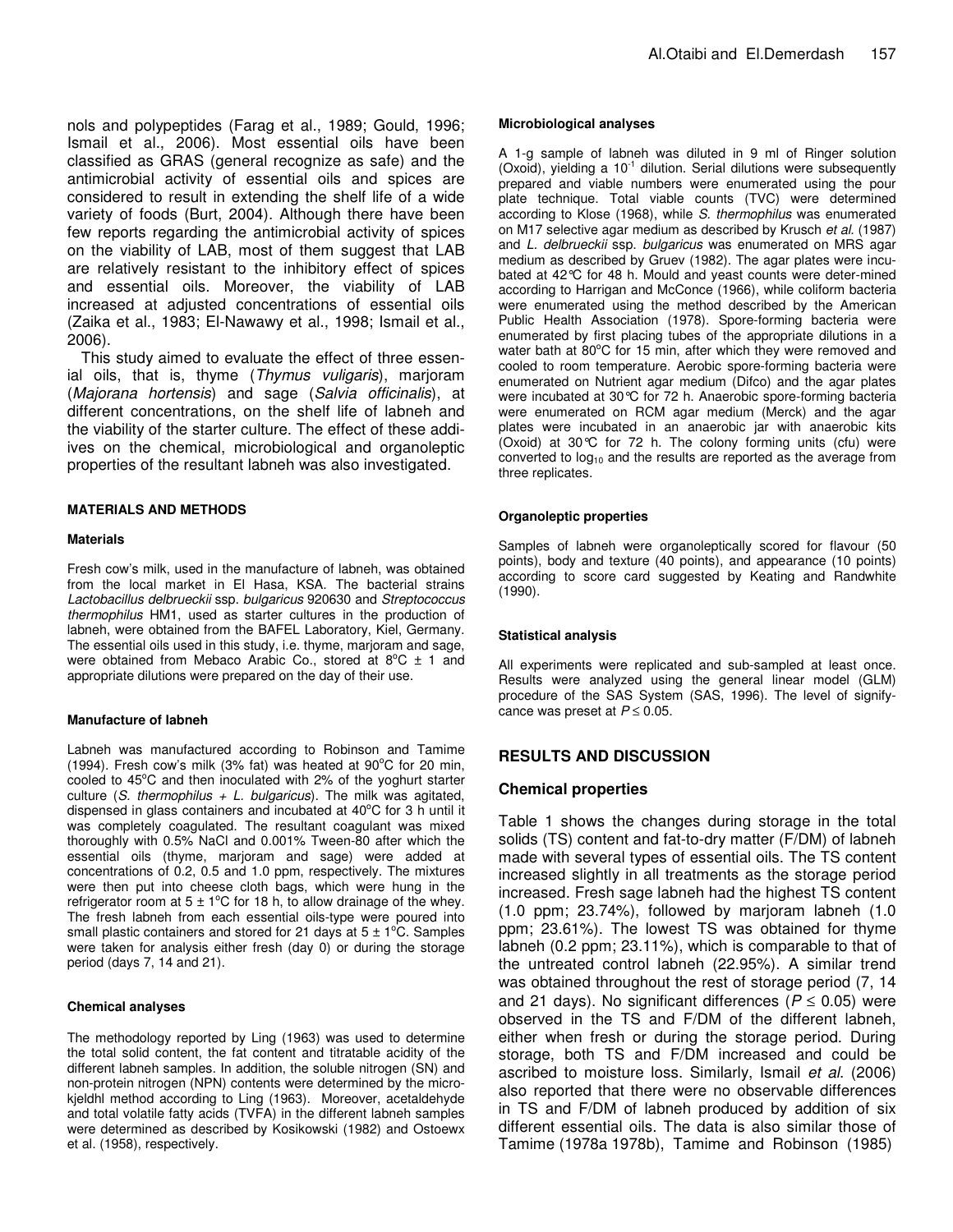nols and polypeptides (Farag et al., 1989; Gould, 1996; Ismail et al., 2006). Most essential oils have been classified as GRAS (general recognize as safe) and the antimicrobial activity of essential oils and spices are considered to result in extending the shelf life of a wide variety of foods (Burt, 2004). Although there have been few reports regarding the antimicrobial activity of spices on the viability of LAB, most of them suggest that LAB are relatively resistant to the inhibitory effect of spices and essential oils. Moreover, the viability of LAB increased at adjusted concentrations of essential oils (Zaika et al., 1983; El-Nawawy et al., 1998; Ismail et al., 2006).

This study aimed to evaluate the effect of three essenial oils, that is, thyme (*Thymus vuligaris*), marjoram (*Majorana hortensis*) and sage (*Salvia officinalis*), at different concentrations, on the shelf life of labneh and the viability of the starter culture. The effect of these addiives on the chemical, microbiological and organoleptic properties of the resultant labneh was also investigated.

## MATERIALS AND METHODS

### Materials

Fresh cow's milk, used in the manufacture of labneh, was obtained from the local market in El Hasa, KSA. The bacterial strains *Lactobacillus delbrueckii* ssp. *bulgaricus* 920630 and *Streptococcus thermophilus* HM1, used as starter cultures in the production of labneh, were obtained from the BAFEL Laboratory, Kiel, Germany. The essential oils used in this study, i.e. thyme, marjoram and sage, were obtained from Mebaco Arabic Co., stored at 8°C ± 1 and appropriate dilutions were prepared on the day of their use.

### Manufacture of labneh

Labneh was manufactured according to Robinson and Tamime (1994). Fresh cow's milk (3% fat) was heated at 90°C for 20 min, cooled to 45°C and then inoculated with 2% of the yoghurt starter culture (*S. thermophilus + L. bulgaricus*). The milk was agitated, dispensed in glass containers and incubated at 40°C for 3 h until it was completely coagulated. The resultant coagulant was mixed thoroughly with 0.5% NaCl and 0.001% Tween-80 after which the essential oils (thyme, marjoram and sage) were added at concentrations of 0.2, 0.5 and 1.0 ppm, respectively. The mixtures were then put into cheese cloth bags, which were hung in the refrigerator room at 5 ± 1°C for 18 h, to allow drainage of the whey. The fresh labneh from each essential oils-type were poured into small plastic containers and stored for 21 days at 5 ± 1°C. Samples were taken for analysis either fresh (day 0) or during the storage period (days 7, 14 and 21).

### Chemical analyses

The methodology reported by Ling (1963) was used to determine the total solid content, the fat content and titratable acidity of the different labneh samples. In addition, the soluble nitrogen (SN) and non-protein nitrogen (NPN) contents were determined by the micro-kjeldhl method according to Ling (1963). Moreover, acetaldehyde and total volatile fatty acids (TVFA) in the different labneh samples were determined as described by Kosikowski (1982) and Ostoewx et al. (1958), respectively.

### Microbiological analyses

A 1-g sample of labneh was diluted in 9 ml of Ringer solution (Oxoid), yielding a $10^{-1}$ dilution. Serial dilutions were subsequently prepared and viable numbers were enumerated using the pour plate technique. Total viable counts (TVC) were determined according to Klose (1968), while *S. thermophilus* was enumerated on M17 selective agar medium as described by Krusch *et al.* (1987) and *L. delbrueckii* ssp. *bulgaricus* was enumerated on MRS agar medium as described by Gruev (1982). The agar plates were incubated at 42°C for 48 h. Mould and yeast counts were deter-mined according to Harrigan and McConce (1966), while coliform bacteria were enumerated using the method described by the American Public Health Association (1978). Spore-forming bacteria were enumerated by first placing tubes of the appropriate dilutions in a water bath at 80°C for 15 min, after which they were removed and cooled to room temperature. Aerobic spore-forming bacteria were enumerated on Nutrient agar medium (Difco) and the agar plates were incubated at 30°C for 72 h. Anaerobic spore-forming bacteria were enumerated on RCM agar medium (Merck) and the agar plates were incubated in an anaerobic jar with anaerobic kits (Oxoid) at 30°C for 72 h. The colony forming units (cfu) were converted to $\log_{10}$ and the results are reported as the average from three replicates.

### Organoleptic properties

Samples of labneh were organoleptically scored for flavour (50 points), body and texture (40 points), and appearance (10 points) according to score card suggested by Keating and Randwhite (1990).

### Statistical analysis

All experiments were replicated and sub-sampled at least once. Results were analyzed using the general linear model (GLM) procedure of the SAS System (SAS, 1996). The level of signify-cance was preset at $P \leq 0.05$.

## RESULTS AND DISCUSSION

### Chemical properties

Table 1 shows the changes during storage in the total solids (TS) content and fat-to-dry matter (F/DM) of labneh made with several types of essential oils. The TS content increased slightly in all treatments as the storage period increased. Fresh sage labneh had the highest TS content (1.0 ppm; 23.74%), followed by marjoram labneh (1.0 ppm; 23.61%). The lowest TS was obtained for thyme labneh (0.2 ppm; 23.11%), which is comparable to that of the untreated control labneh (22.95%). A similar trend was obtained throughout the rest of storage period (7, 14 and 21 days). No significant differences ($P \leq 0.05$) were observed in the TS and F/DM of the different labneh, either when fresh or during the storage period. During storage, both TS and F/DM increased and could be ascribed to moisture loss. Similarly, Ismail *et al*. (2006) also reported that there were no observable differences in TS and F/DM of labneh produced by addition of six different essential oils. The data is also similar those of Tamime (1978a 1978b), Tamime and Robinson (1985)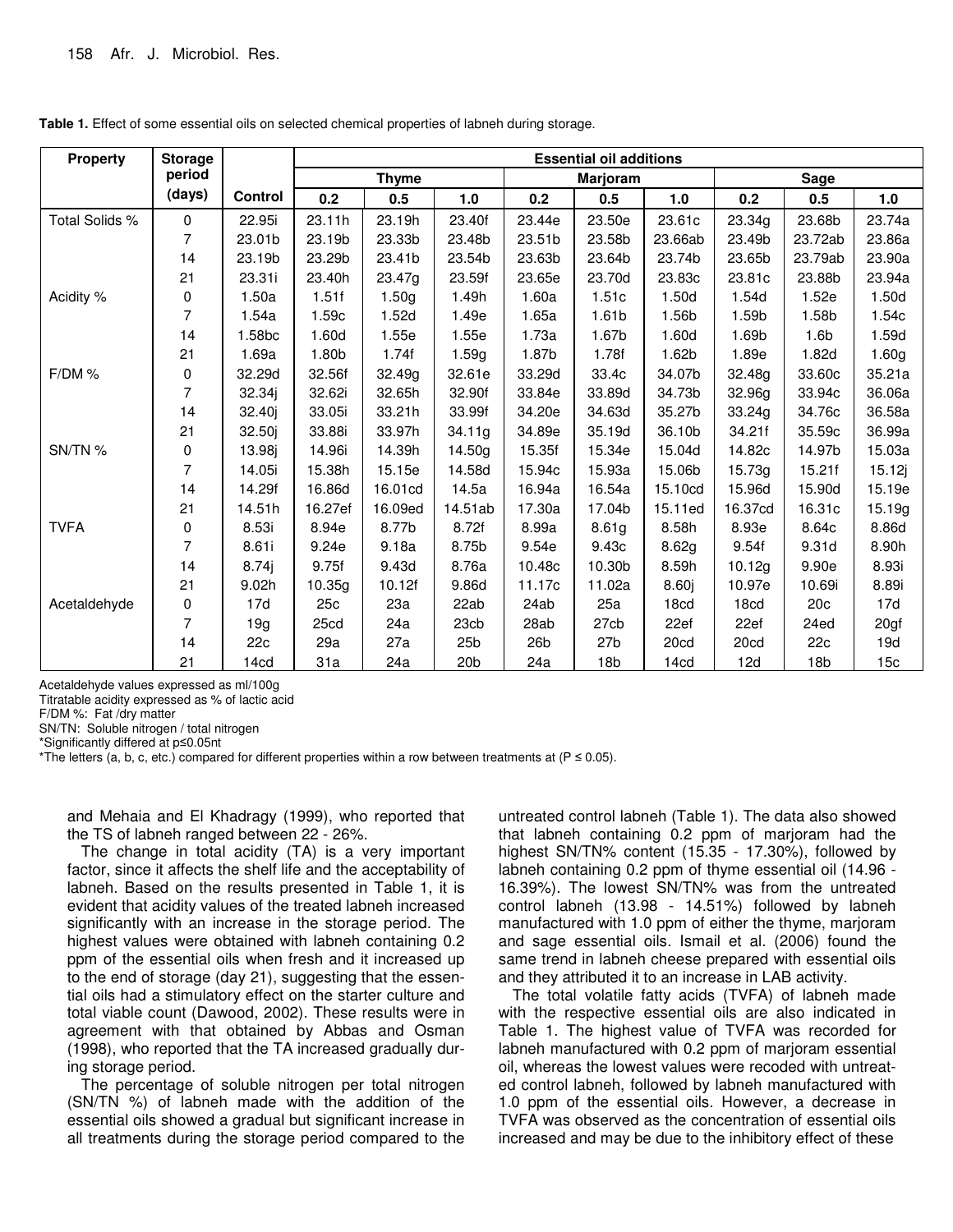**Table 1.** Effect of some essential oils on selected chemical properties of labneh during storage.

| Property | Storage period (days) | Control | Essential oil additions | | | | | | | | |
|---|---|---|---|---|---|---|---|---|---|---|---|
| | | | Thyme | | | Marjoram | | | Sage | | |
| | | | 0.2 | 0.5 | 1.0 | 0.2 | 0.5 | 1.0 | 0.2 | 0.5 | 1.0 |
| Total Solids % | 0 | 22.95i | 23.11h | 23.19h | 23.40f | 23.44e | 23.50e | 23.61c | 23.34g | 23.68b | 23.74a |
| | 7 | 23.01b | 23.19b | 23.33b | 23.48b | 23.51b | 23.58b | 23.66ab | 23.49b | 23.72ab | 23.86a |
| | 14 | 23.19b | 23.29b | 23.41b | 23.54b | 23.63b | 23.64b | 23.74b | 23.65b | 23.79ab | 23.90a |
| | 21 | 23.31i | 23.40h | 23.47g | 23.59f | 23.65e | 23.70d | 23.83c | 23.81c | 23.88b | 23.94a |
| Acidity % | 0 | 1.50a | 1.51f | 1.50g | 1.49h | 1.60a | 1.51c | 1.50d | 1.54d | 1.52e | 1.50d |
| | 7 | 1.54a | 1.59c | 1.52d | 1.49e | 1.65a | 1.61b | 1.56b | 1.59b | 1.58b | 1.54c |
| | 14 | 1.58bc | 1.60d | 1.55e | 1.55e | 1.73a | 1.67b | 1.60d | 1.69b | 1.6b | 1.59d |
| | 21 | 1.69a | 1.80b | 1.74f | 1.59g | 1.87b | 1.78f | 1.62b | 1.89e | 1.82d | 1.60g |
| F/DM % | 0 | 32.29d | 32.56f | 32.49g | 32.61e | 33.29d | 33.4c | 34.07b | 32.48g | 33.60c | 35.21a |
| | 7 | 32.34j | 32.62i | 32.65h | 32.90f | 33.84e | 33.89d | 34.73b | 32.96g | 33.94c | 36.06a |
| | 14 | 32.40j | 33.05i | 33.21h | 33.99f | 34.20e | 34.63d | 35.27b | 33.24g | 34.76c | 36.58a |
| | 21 | 32.50j | 33.88i | 33.97h | 34.11g | 34.89e | 35.19d | 36.10b | 34.21f | 35.59c | 36.99a |
| SN/TN % | 0 | 13.98j | 14.96i | 14.39h | 14.50g | 15.35f | 15.34e | 15.04d | 14.82c | 14.97b | 15.03a |
| | 7 | 14.05i | 15.38h | 15.15e | 14.58d | 15.94c | 15.93a | 15.06b | 15.73g | 15.21f | 15.12j |
| | 14 | 14.29f | 16.86d | 16.01cd | 14.5a | 16.94a | 16.54a | 15.10cd | 15.96d | 15.90d | 15.19e |
| | 21 | 14.51h | 16.27ef | 16.09ed | 14.51ab | 17.30a | 17.04b | 15.11ed | 16.37cd | 16.31c | 15.19g |
| TVFA | 0 | 8.53i | 8.94e | 8.77b | 8.72f | 8.99a | 8.61g | 8.58h | 8.93e | 8.64c | 8.86d |
| | 7 | 8.61i | 9.24e | 9.18a | 8.75b | 9.54e | 9.43c | 8.62g | 9.54f | 9.31d | 8.90h |
| | 14 | 8.74j | 9.75f | 9.43d | 8.76a | 10.48c | 10.30b | 8.59h | 10.12g | 9.90e | 8.93i |
| | 21 | 9.02h | 10.35g | 10.12f | 9.86d | 11.17c | 11.02a | 8.60j | 10.97e | 10.69i | 8.89i |
| Acetaldehyde | 0 | 17d | 25c | 23a | 22ab | 24ab | 25a | 18cd | 18cd | 20c | 17d |
| | 7 | 19g | 25cd | 24a | 23cb | 28ab | 27cb | 22ef | 22ef | 24ed | 20gf |
| | 14 | 22c | 29a | 27a | 25b | 26b | 27b | 20cd | 20cd | 22c | 19d |
| | 21 | 14cd | 31a | 24a | 20b | 24a | 18b | 14cd | 12d | 18b | 15c |

Acetaldehyde values expressed as ml/100g
Titratable acidity expressed as % of lactic acid
F/DM %: Fat /dry matter
SN/TN: Soluble nitrogen / total nitrogen
*Significantly differed at p≤0.05nt
*The letters (a, b, c, etc.) compared for different properties within a row between treatments at (P ≤ 0.05).

and Mehaia and El Khadragy (1999), who reported that the TS of labneh ranged between 22 - 26%.

The change in total acidity (TA) is a very important factor, since it affects the shelf life and the acceptability of labneh. Based on the results presented in Table 1, it is evident that acidity values of the treated labneh increased significantly with an increase in the storage period. The highest values were obtained with labneh containing 0.2 ppm of the essential oils when fresh and it increased up to the end of storage (day 21), suggesting that the essential oils had a stimulatory effect on the starter culture and total viable count (Dawood, 2002). These results were in agreement with that obtained by Abbas and Osman (1998), who reported that the TA increased gradually during storage period.

The percentage of soluble nitrogen per total nitrogen (SN/TN %) of labneh made with the addition of the essential oils showed a gradual but significant increase in all treatments during the storage period compared to the untreated control labneh (Table 1). The data also showed that labneh containing 0.2 ppm of marjoram had the highest SN/TN% content (15.35 - 17.30%), followed by labneh containing 0.2 ppm of thyme essential oil (14.96 - 16.39%). The lowest SN/TN% was from the untreated control labneh (13.98 - 14.51%) followed by labneh manufactured with 1.0 ppm of either the thyme, marjoram and sage essential oils. Ismail et al. (2006) found the same trend in labneh cheese prepared with essential oils and they attributed it to an increase in LAB activity.

The total volatile fatty acids (TVFA) of labneh made with the respective essential oils are also indicated in Table 1. The highest value of TVFA was recorded for labneh manufactured with 0.2 ppm of marjoram essential oil, whereas the lowest values were recoded with untreated control labneh, followed by labneh manufactured with 1.0 ppm of the essential oils. However, a decrease in TVFA was observed as the concentration of essential oils increased and may be due to the inhibitory effect of these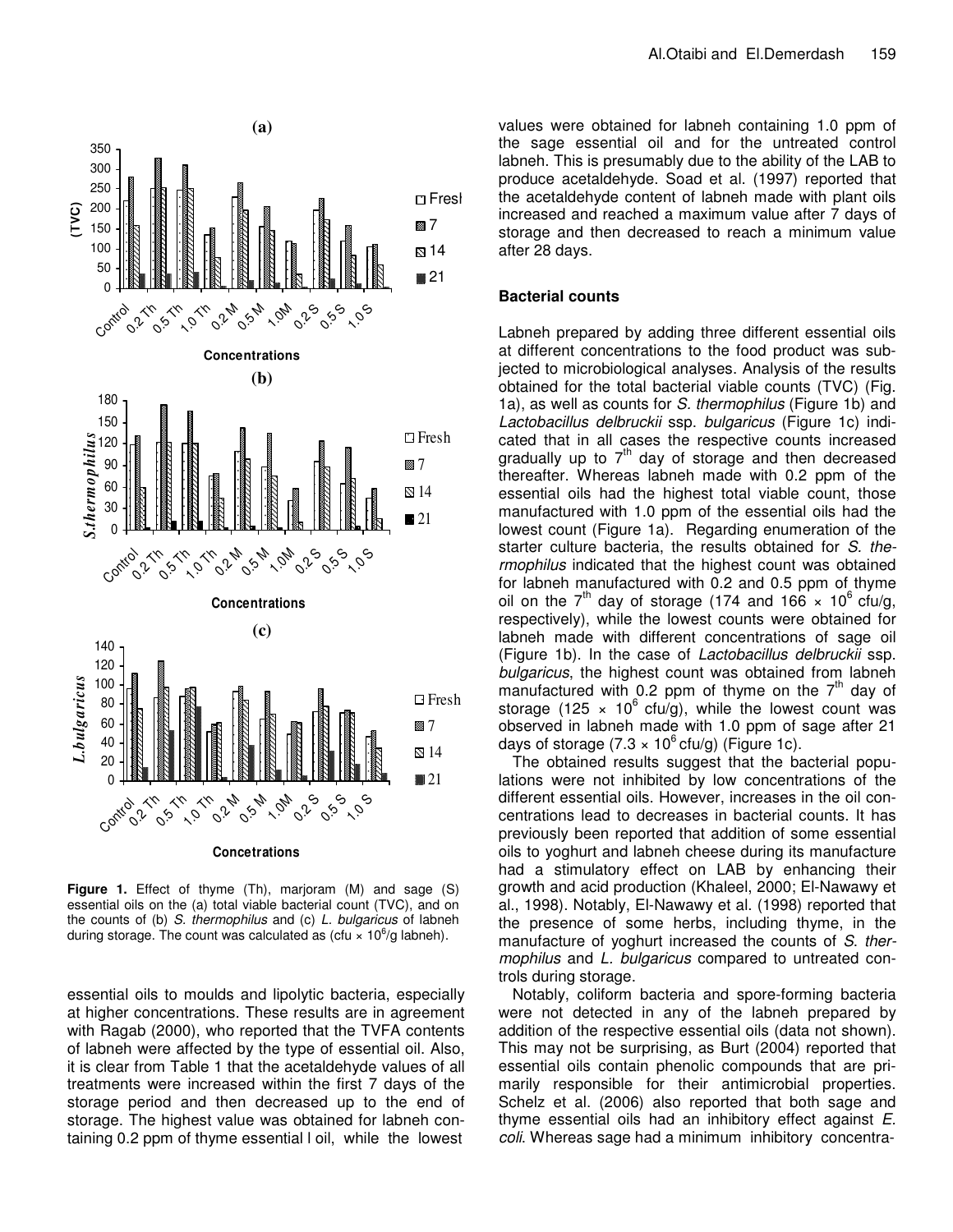**Figure 1.** Effect of thyme (Th), marjoram (M) and sage (S) essential oils on the (a) total viable bacterial count (TVC), and on the counts of (b) *S. thermophilus* and (c) *L. bulgaricus* of labneh during storage. The count was calculated as (cfu × $10^6$/g labneh).

essential oils to moulds and lipolytic bacteria, especially at higher concentrations. These results are in agreement with Ragab (2000), who reported that the TVFA contents of labneh were affected by the type of essential oil. Also, it is clear from Table 1 that the acetaldehyde values of all treatments were increased within the first 7 days of the storage period and then decreased up to the end of storage. The highest value was obtained for labneh containing 0.2 ppm of thyme essential l oil, while the lowest values were obtained for labneh containing 1.0 ppm of the sage essential oil and for the untreated control labneh. This is presumably due to the ability of the LAB to produce acetaldehyde. Soad et al. (1997) reported that the acetaldehyde content of labneh made with plant oils increased and reached a maximum value after 7 days of storage and then decreased to reach a minimum value after 28 days.

## Bacterial counts

Labneh prepared by adding three different essential oils at different concentrations to the food product was subjected to microbiological analyses. Analysis of the results obtained for the total bacterial viable counts (TVC) (Fig. 1a), as well as counts for *S. thermophilus* (Figure 1b) and *Lactobacillus delbruckii* ssp. *bulgaricus* (Figure 1c) indicated that in all cases the respective counts increased gradually up to 7th day of storage and then decreased thereafter. Whereas labneh made with 0.2 ppm of the essential oils had the highest total viable count, those manufactured with 1.0 ppm of the essential oils had the lowest count (Figure 1a). Regarding enumeration of the starter culture bacteria, the results obtained for *S. thermophilus* indicated that the highest count was obtained for labneh manufactured with 0.2 and 0.5 ppm of thyme oil on the 7th day of storage (174 and 166 × $10^6$ cfu/g, respectively), while the lowest counts were obtained for labneh made with different concentrations of sage oil (Figure 1b). In the case of *Lactobacillus delbruckii* ssp. *bulgaricus*, the highest count was obtained from labneh manufactured with 0.2 ppm of thyme on the 7th day of storage (125 × $10^6$ cfu/g), while the lowest count was observed in labneh made with 1.0 ppm of sage after 21 days of storage (7.3 × $10^6$ cfu/g) (Figure 1c).

The obtained results suggest that the bacterial populations were not inhibited by low concentrations of the different essential oils. However, increases in the oil concentrations lead to decreases in bacterial counts. It has previously been reported that addition of some essential oils to yoghurt and labneh cheese during its manufacture had a stimulatory effect on LAB by enhancing their growth and acid production (Khaleel, 2000; El-Nawawy et al., 1998). Notably, El-Nawawy et al. (1998) reported that the presence of some herbs, including thyme, in the manufacture of yoghurt increased the counts of *S. thermophilus* and *L. bulgaricus* compared to untreated controls during storage.

Notably, coliform bacteria and spore-forming bacteria were not detected in any of the labneh prepared by addition of the respective essential oils (data not shown). This may not be surprising, as Burt (2004) reported that essential oils contain phenolic compounds that are primarily responsible for their antimicrobial properties. Schelz et al. (2006) also reported that both sage and thyme essential oils had an inhibitory effect against *E. coli*. Whereas sage had a minimum inhibitory concentra-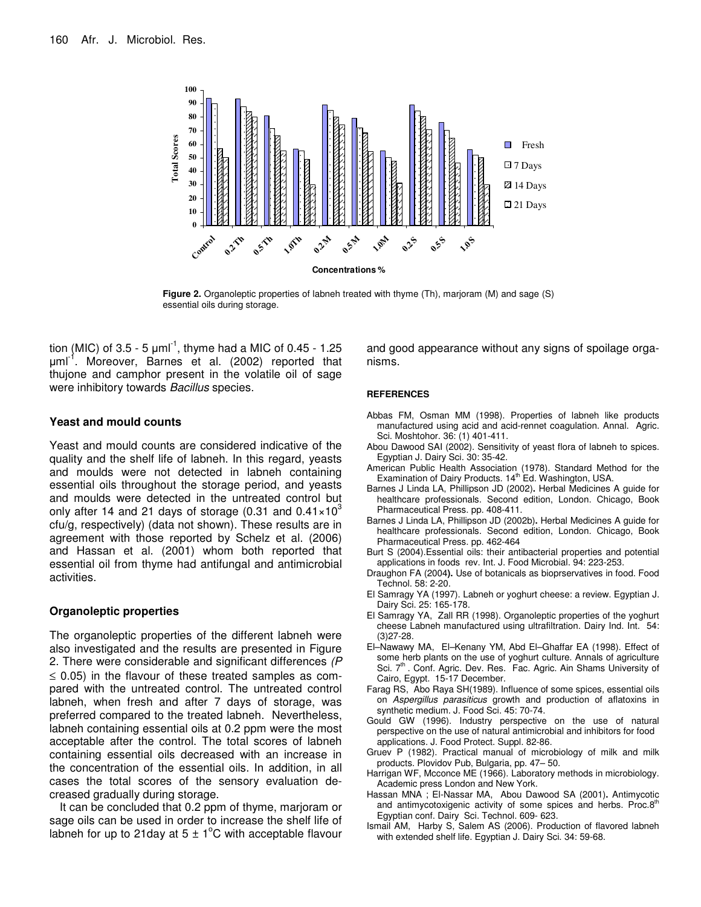**Figure 2.** Organoleptic properties of labneh treated with thyme (Th), marjoram (M) and sage (S) essential oils during storage.

tion (MIC) of 3.5 - 5 µml$^{-1}$, thyme had a MIC of 0.45 - 1.25 µml$^{-1}$. Moreover, Barnes et al. (2002) reported that thujone and camphor present in the volatile oil of sage were inhibitory towards *Bacillus* species.

## Yeast and mould counts

Yeast and mould counts are considered indicative of the quality and the shelf life of labneh. In this regard, yeasts and moulds were not detected in labneh containing essential oils throughout the storage period, and yeasts and moulds were detected in the untreated control but only after 14 and 21 days of storage (0.31 and $0.41 \times 10^3$ cfu/g, respectively) (data not shown). These results are in agreement with those reported by Schelz et al. (2006) and Hassan et al. (2001) whom both reported that essential oil from thyme had antifungal and antimicrobial activities.

## Organoleptic properties

The organoleptic properties of the different labneh were also investigated and the results are presented in Figure 2. There were considerable and significant differences *(P* $\leq$ 0.05) in the flavour of these treated samples as compared with the untreated control. The untreated control labneh, when fresh and after 7 days of storage, was preferred compared to the treated labneh. Nevertheless, labneh containing essential oils at 0.2 ppm were the most acceptable after the control. The total scores of labneh containing essential oils decreased with an increase in the concentration of the essential oils. In addition, in all cases the total scores of the sensory evaluation decreased gradually during storage.

It can be concluded that 0.2 ppm of thyme, marjoram or sage oils can be used in order to increase the shelf life of labneh for up to 21day at 5 ± 1°C with acceptable flavour and good appearance without any signs of spoilage organisms.

## REFERENCES

Abbas FM, Osman MM (1998). Properties of labneh like products manufactured using acid and acid-rennet coagulation. Annal. Agric. Sci. Moshtohor. 36: (1) 401-411.

Abou Dawood SAI (2002). Sensitivity of yeast flora of labneh to spices. Egyptian J. Dairy Sci. 30: 35-42.

American Public Health Association (1978). Standard Method for the Examination of Dairy Products. 14th Ed. Washington, USA.

Barnes J Linda LA, Phillipson JD (2002). Herbal Medicines A guide for healthcare professionals. Second edition, London. Chicago, Book Pharmaceutical Press. pp. 408-411.

Barnes J Linda LA, Phillipson JD (2002b). Herbal Medicines A guide for healthcare professionals. Second edition, London. Chicago, Book Pharmaceutical Press. pp. 462-464

Burt S (2004).Essential oils: their antibacterial properties and potential applications in foods rev. Int. J. Food Microbial. 94: 223-253.

Draughon FA (2004). Use of botanicals as bioprservatives in food. Food Technol. 58: 2-20.

El Samragy YA (1997). Labneh or yoghurt cheese: a review. Egyptian J. Dairy Sci. 25: 165-178.

El Samragy YA, Zall RR (1998). Organoleptic properties of the yoghurt cheese Labneh manufactured using ultrafiltration. Dairy Ind. Int. 54: (3)27-28.

El–Nawawy MA, El–Kenany YM, Abd El–Ghaffar EA (1998). Effect of some herb plants on the use of yoghurt culture. Annals of agriculture Sci. 7th . Conf. Agric. Dev. Res. Fac. Agric. Ain Shams University of Cairo, Egypt. 15-17 December.

Farag RS, Abo Raya SH(1989). Influence of some spices, essential oils on *Aspergillus parasiticus* growth and production of aflatoxins in synthetic medium. J. Food Sci. 45: 70-74.

Gould GW (1996). Industry perspective on the use of natural perspective on the use of natural antimicrobial and inhibitors for food applications. J. Food Protect. Suppl. 82-86.

Gruev P (1982). Practical manual of microbiology of milk and milk products. Plovidov Pub, Bulgaria, pp. 47– 50.

Harrigan WF, Mcconce ME (1966). Laboratory methods in microbiology. Academic press London and New York.

Hassan MNA ; El-Nassar MA, Abou Dawood SA (2001). Antimycotic and antimycotoxigenic activity of some spices and herbs. Proc.8th Egyptian conf. Dairy Sci. Technol. 609- 623.

Ismail AM, Harby S, Salem AS (2006). Production of flavored labneh with extended shelf life. Egyptian J. Dairy Sci. 34: 59-68.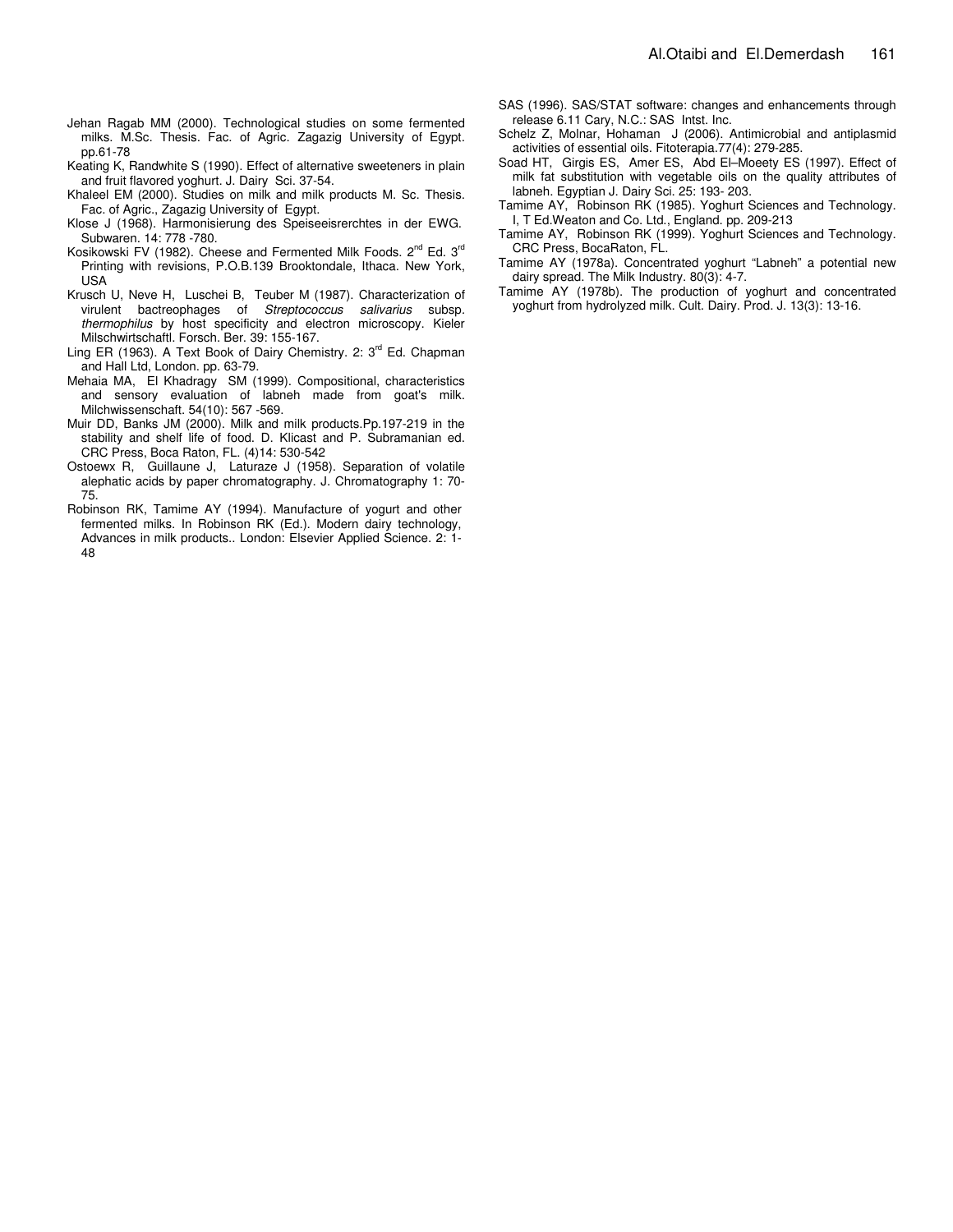Jehan Ragab MM (2000). Technological studies on some fermented milks. M.Sc. Thesis. Fac. of Agric. Zagazig University of Egypt. pp.61-78

Keating K, Randwhite S (1990). Effect of alternative sweeteners in plain and fruit flavored yoghurt. J. Dairy Sci. 37-54.

Khaleel EM (2000). Studies on milk and milk products M. Sc. Thesis. Fac. of Agric., Zagazig University of Egypt.

Klose J (1968). Harmonisierung des Speiseeisrerchtes in der EWG. Subwaren. 14: 778 -780.

Kosikowski FV (1982). Cheese and Fermented Milk Foods. 2nd Ed. 3rd Printing with revisions, P.O.B.139 Brooktondale, Ithaca. New York, USA

Krusch U, Neve H, Luschei B, Teuber M (1987). Characterization of virulent bactreophages of *Streptococcus salivarius* subsp. *thermophilus* by host specificity and electron microscopy. Kieler Milschwirtschaftl. Forsch. Ber. 39: 155-167.

Ling ER (1963). A Text Book of Dairy Chemistry. 2: 3rd Ed. Chapman and Hall Ltd, London. pp. 63-79.

Mehaia MA, El Khadragy SM (1999). Compositional, characteristics and sensory evaluation of labneh made from goat's milk. Milchwissenschaft. 54(10): 567 -569.

Muir DD, Banks JM (2000). Milk and milk products.Pp.197-219 in the stability and shelf life of food. D. Klicast and P. Subramanian ed. CRC Press, Boca Raton, FL. (4)14: 530-542

Ostoewx R, Guillaune J, Laturaze J (1958). Separation of volatile alephatic acids by paper chromatography. J. Chromatography 1: 70-75.

Robinson RK, Tamime AY (1994). Manufacture of yogurt and other fermented milks. In Robinson RK (Ed.). Modern dairy technology, Advances in milk products.. London: Elsevier Applied Science. 2: 1-48

SAS (1996). SAS/STAT software: changes and enhancements through release 6.11 Cary, N.C.: SAS Intst. Inc.

Schelz Z, Molnar, Hohaman J (2006). Antimicrobial and antiplasmid activities of essential oils. Fitoterapia.77(4): 279-285.

Soad HT, Girgis ES, Amer ES, Abd El–Moeety ES (1997). Effect of milk fat substitution with vegetable oils on the quality attributes of labneh. Egyptian J. Dairy Sci. 25: 193- 203.

Tamime AY, Robinson RK (1985). Yoghurt Sciences and Technology. I, T Ed.Weaton and Co. Ltd., England. pp. 209-213

Tamime AY, Robinson RK (1999). Yoghurt Sciences and Technology. CRC Press, BocaRaton, FL.

Tamime AY (1978a). Concentrated yoghurt "Labneh" a potential new dairy spread. The Milk Industry. 80(3): 4-7.

Tamime AY (1978b). The production of yoghurt and concentrated yoghurt from hydrolyzed milk. Cult. Dairy. Prod. J. 13(3): 13-16.